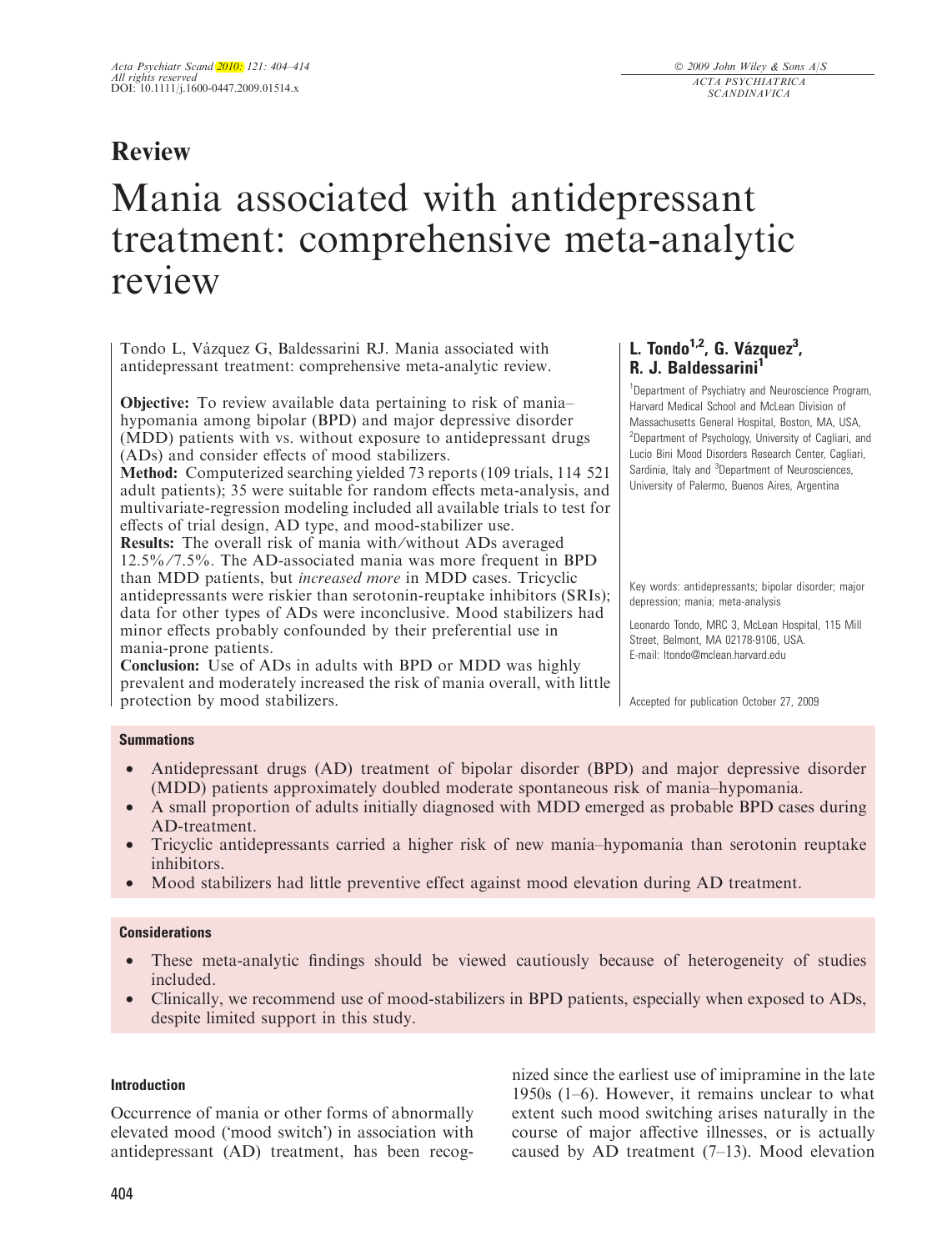## Review

# Mania associated with antidepressant treatment: comprehensive meta-analytic review

**L. Tondo[1,2], G. Vázquez[3], R. J. Baldessarini[1]**

[1]Department of Psychiatry and Neuroscience Program, Harvard Medical School and McLean Division of Massachusetts General Hospital, Boston, MA, USA, [2]Department of Psychology, University of Cagliari, and Lucio Bini Mood Disorders Research Center, Cagliari, Sardinia, Italy and [3]Department of Neurosciences, University of Palermo, Buenos Aires, Argentina

Tondo L, Vázquez G, Baldessarini RJ. Mania associated with antidepressant treatment: comprehensive meta-analytic review.

**Objective:** To review available data pertaining to risk of mania–hypomania among bipolar (BPD) and major depressive disorder (MDD) patients with vs. without exposure to antidepressant drugs (ADs) and consider effects of mood stabilizers.

**Method:** Computerized searching yielded 73 reports (109 trials, 114 521 adult patients); 35 were suitable for random effects meta-analysis, and multivariate-regression modeling included all available trials to test for effects of trial design, AD type, and mood-stabilizer use.

**Results:** The overall risk of mania with/without ADs averaged 12.5%/7.5%. The AD-associated mania was more frequent in BPD than MDD patients, but *increased more* in MDD cases. Tricyclic antidepressants were riskier than serotonin-reuptake inhibitors (SRIs); data for other types of ADs were inconclusive. Mood stabilizers had minor effects probably confounded by their preferential use in mania-prone patients.

**Conclusion:** Use of ADs in adults with BPD or MDD was highly prevalent and moderately increased the risk of mania overall, with little protection by mood stabilizers.

Key words: antidepressants; bipolar disorder; major depression; mania; meta-analysis

Leonardo Tondo, MRC 3, McLean Hospital, 115 Mill Street, Belmont, MA 02178-9106, USA.
E-mail: ltondo@mclean.harvard.edu

Accepted for publication October 27, 2009

### Summations

- Antidepressant drugs (AD) treatment of bipolar disorder (BPD) and major depressive disorder (MDD) patients approximately doubled moderate spontaneous risk of mania–hypomania.
- A small proportion of adults initially diagnosed with MDD emerged as probable BPD cases during AD-treatment.
- Tricyclic antidepressants carried a higher risk of new mania–hypomania than serotonin reuptake inhibitors.
- Mood stabilizers had little preventive effect against mood elevation during AD treatment.

### Considerations

- These meta-analytic findings should be viewed cautiously because of heterogeneity of studies included.
- Clinically, we recommend use of mood-stabilizers in BPD patients, especially when exposed to ADs, despite limited support in this study.

### Introduction

Occurrence of mania or other forms of abnormally elevated mood ('mood switch') in association with antidepressant (AD) treatment, has been recognized since the earliest use of imipramine in the late 1950s (1–6). However, it remains unclear to what extent such mood switching arises naturally in the course of major affective illnesses, or is actually caused by AD treatment (7–13). Mood elevation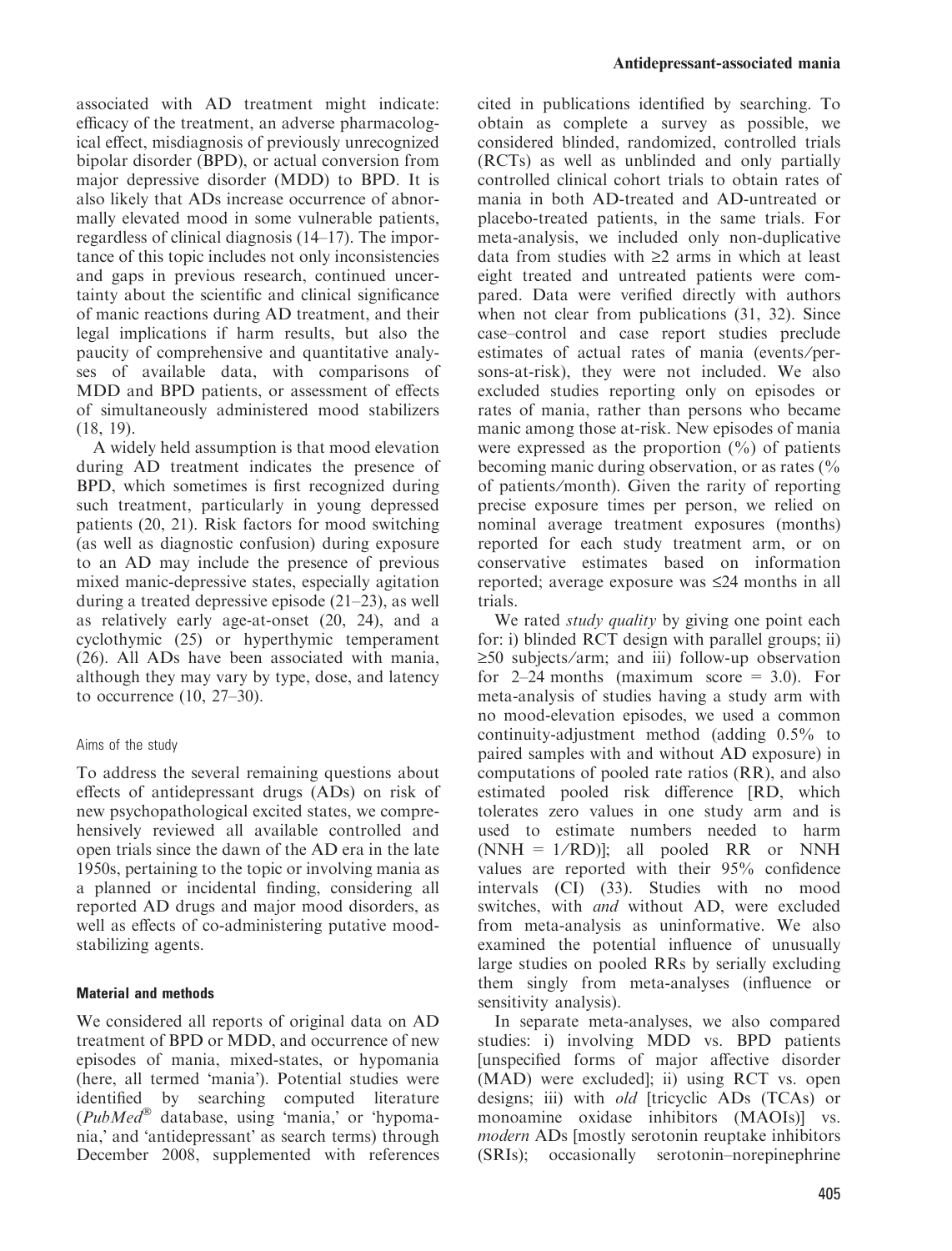associated with AD treatment might indicate: efficacy of the treatment, an adverse pharmacological effect, misdiagnosis of previously unrecognized bipolar disorder (BPD), or actual conversion from major depressive disorder (MDD) to BPD. It is also likely that ADs increase occurrence of abnormally elevated mood in some vulnerable patients, regardless of clinical diagnosis (14–17). The importance of this topic includes not only inconsistencies and gaps in previous research, continued uncertainty about the scientific and clinical significance of manic reactions during AD treatment, and their legal implications if harm results, but also the paucity of comprehensive and quantitative analyses of available data, with comparisons of MDD and BPD patients, or assessment of effects of simultaneously administered mood stabilizers (18, 19).

A widely held assumption is that mood elevation during AD treatment indicates the presence of BPD, which sometimes is first recognized during such treatment, particularly in young depressed patients (20, 21). Risk factors for mood switching (as well as diagnostic confusion) during exposure to an AD may include the presence of previous mixed manic-depressive states, especially agitation during a treated depressive episode (21–23), as well as relatively early age-at-onset (20, 24), and a cyclothymic (25) or hyperthymic temperament (26). All ADs have been associated with mania, although they may vary by type, dose, and latency to occurrence (10, 27–30).

### Aims of the study

To address the several remaining questions about effects of antidepressant drugs (ADs) on risk of new psychopathological excited states, we comprehensively reviewed all available controlled and open trials since the dawn of the AD era in the late 1950s, pertaining to the topic or involving mania as a planned or incidental finding, considering all reported AD drugs and major mood disorders, as well as effects of co-administering putative mood-stabilizing agents.

## Material and methods

We considered all reports of original data on AD treatment of BPD or MDD, and occurrence of new episodes of mania, mixed-states, or hypomania (here, all termed 'mania'). Potential studies were identified by searching computed literature (*PubMed*® database, using 'mania,' or 'hypomania,' and 'antidepressant' as search terms) through December 2008, supplemented with references cited in publications identified by searching. To obtain as complete a survey as possible, we considered blinded, randomized, controlled trials (RCTs) as well as unblinded and only partially controlled clinical cohort trials to obtain rates of mania in both AD-treated and AD-untreated or placebo-treated patients, in the same trials. For meta-analysis, we included only non-duplicative data from studies with ≥2 arms in which at least eight treated and untreated patients were compared. Data were verified directly with authors when not clear from publications (31, 32). Since case–control and case report studies preclude estimates of actual rates of mania (events/persons-at-risk), they were not included. We also excluded studies reporting only on episodes or rates of mania, rather than persons who became manic among those at-risk. New episodes of mania were expressed as the proportion (%) of patients becoming manic during observation, or as rates (% of patients/month). Given the rarity of reporting precise exposure times per person, we relied on nominal average treatment exposures (months) reported for each study treatment arm, or on conservative estimates based on information reported; average exposure was ≤24 months in all trials.

We rated *study quality* by giving one point each for: i) blinded RCT design with parallel groups; ii) ≥50 subjects/arm; and iii) follow-up observation for 2–24 months (maximum score = 3.0). For meta-analysis of studies having a study arm with no mood-elevation episodes, we used a common continuity-adjustment method (adding 0.5% to paired samples with and without AD exposure) in computations of pooled rate ratios (RR), and also estimated pooled risk difference [RD, which tolerates zero values in one study arm and is used to estimate numbers needed to harm (NNH = 1/RD)]; all pooled RR or NNH values are reported with their 95% confidence intervals (CI) (33). Studies with no mood switches, with *and* without AD, were excluded from meta-analysis as uninformative. We also examined the potential influence of unusually large studies on pooled RRs by serially excluding them singly from meta-analyses (influence or sensitivity analysis).

In separate meta-analyses, we also compared studies: i) involving MDD vs. BPD patients [unspecified forms of major affective disorder (MAD) were excluded]; ii) using RCT vs. open designs; iii) with *old* [tricyclic ADs (TCAs) or monoamine oxidase inhibitors (MAOIs)] vs. *modern* ADs [mostly serotonin reuptake inhibitors (SRIs); occasionally serotonin–norepinephrine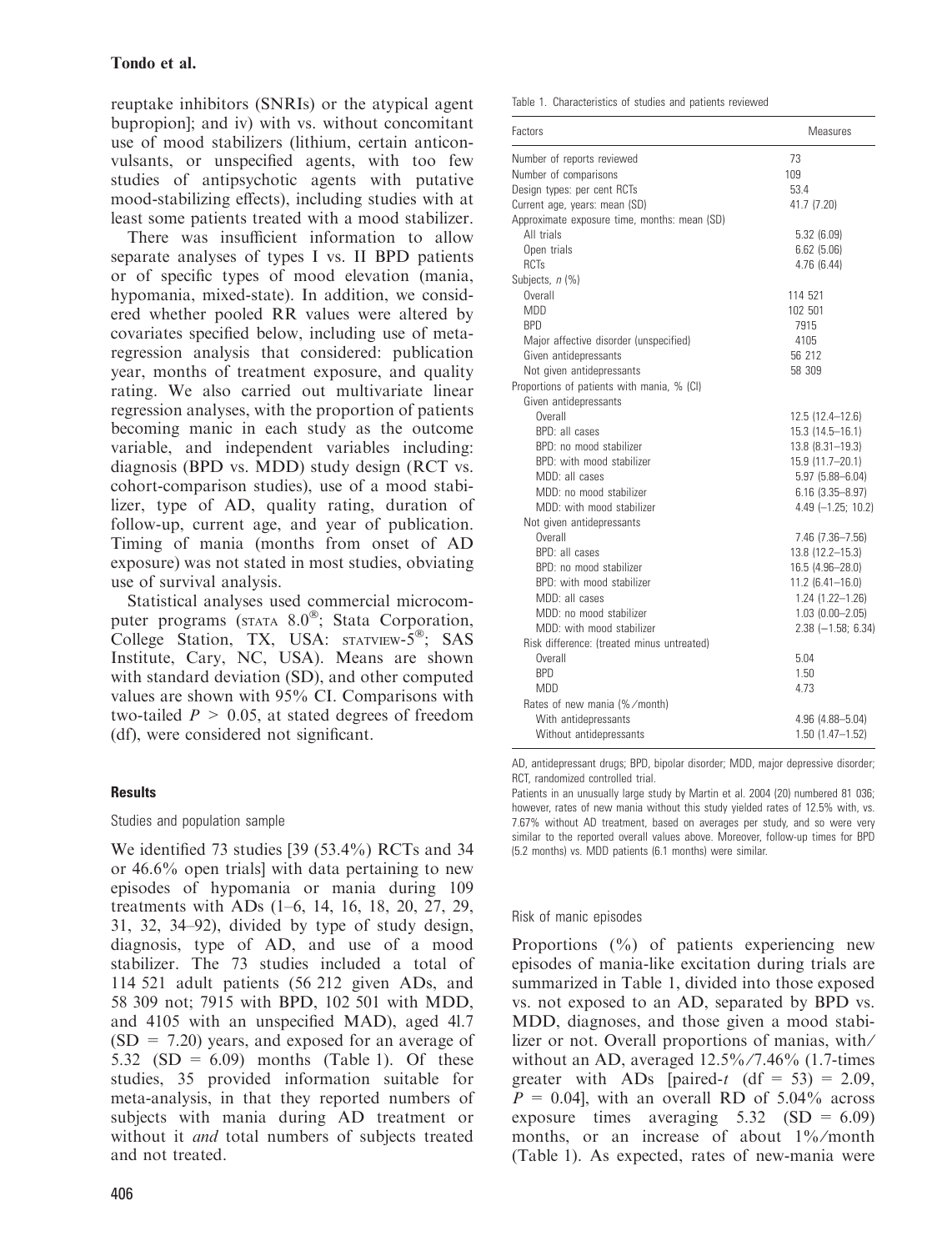reuptake inhibitors (SNRIs) or the atypical agent bupropion]; and iv) with vs. without concomitant use of mood stabilizers (lithium, certain anticonvulsants, or unspecified agents, with too few studies of antipsychotic agents with putative mood-stabilizing effects), including studies with at least some patients treated with a mood stabilizer.

There was insufficient information to allow separate analyses of types I vs. II BPD patients or of specific types of mood elevation (mania, hypomania, mixed-state). In addition, we considered whether pooled RR values were altered by covariates specified below, including use of meta-regression analysis that considered: publication year, months of treatment exposure, and quality rating. We also carried out multivariate linear regression analyses, with the proportion of patients becoming manic in each study as the outcome variable, and independent variables including: diagnosis (BPD vs. MDD) study design (RCT vs. cohort-comparison studies), use of a mood stabilizer, type of AD, quality rating, duration of follow-up, current age, and year of publication. Timing of mania (months from onset of AD exposure) was not stated in most studies, obviating use of survival analysis.

Statistical analyses used commercial microcomputer programs (STATA 8.0®; Stata Corporation, College Station, TX, USA: STATVIEW-5®; SAS Institute, Cary, NC, USA). Means are shown with standard deviation (SD), and other computed values are shown with 95% CI. Comparisons with two-tailed $P > 0.05$, at stated degrees of freedom (df), were considered not significant.

## Results

### Studies and population sample

We identified 73 studies [39 (53.4%) RCTs and 34 or 46.6% open trials] with data pertaining to new episodes of hypomania or mania during 109 treatments with ADs (1–6, 14, 16, 18, 20, 27, 29, 31, 32, 34–92), divided by type of study design, diagnosis, type of AD, and use of a mood stabilizer. The 73 studies included a total of 114 521 adult patients (56 212 given ADs, and 58 309 not; 7915 with BPD, 102 501 with MDD, and 4105 with an unspecified MAD), aged 41.7 (SD = 7.20) years, and exposed for an average of 5.32 (SD = 6.09) months (Table 1). Of these studies, 35 provided information suitable for meta-analysis, in that they reported numbers of subjects with mania during AD treatment or without it *and* total numbers of subjects treated and not treated.

Table 1. Characteristics of studies and patients reviewed

| Factors | Measures |
|---|---|
| Number of reports reviewed | 73 |
| Number of comparisons | 109 |
| Design types: per cent RCTs | 53.4 |
| Current age, years: mean (SD) | 41.7 (7.20) |
| Approximate exposure time, months: mean (SD) | |
| All trials | 5.32 (6.09) |
| Open trials | 6.62 (5.06) |
| RCTs | 4.76 (6.44) |
| Subjects, *n* (%) | |
| Overall | 114 521 |
| MDD | 102 501 |
| BPD | 7915 |
| Major affective disorder (unspecified) | 4105 |
| Given antidepressants | 56 212 |
| Not given antidepressants | 58 309 |
| Proportions of patients with mania, % (CI) | |
| Given antidepressants | |
| Overall | 12.5 (12.4–12.6) |
| BPD: all cases | 15.3 (14.5–16.1) |
| BPD: no mood stabilizer | 13.8 (8.31–19.3) |
| BPD: with mood stabilizer | 15.9 (11.7–20.1) |
| MDD: all cases | 5.97 (5.88–6.04) |
| MDD: no mood stabilizer | 6.16 (3.35–8.97) |
| MDD: with mood stabilizer | 4.49 (−1.25; 10.2) |
| Not given antidepressants | |
| Overall | 7.46 (7.36–7.56) |
| BPD: all cases | 13.8 (12.2–15.3) |
| BPD: no mood stabilizer | 16.5 (4.96–28.0) |
| BPD: with mood stabilizer | 11.2 (6.41–16.0) |
| MDD: all cases | 1.24 (1.22–1.26) |
| MDD: no mood stabilizer | 1.03 (0.00–2.05) |
| MDD: with mood stabilizer | 2.38 (−1.58; 6.34) |
| Risk difference: (treated minus untreated) | |
| Overall | 5.04 |
| BPD | 1.50 |
| MDD | 4.73 |
| Rates of new mania (%/month) | |
| With antidepressants | 4.96 (4.88–5.04) |
| Without antidepressants | 1.50 (1.47–1.52) |

AD, antidepressant drugs; BPD, bipolar disorder; MDD, major depressive disorder; RCT, randomized controlled trial.

Patients in an unusually large study by Martin et al. 2004 (20) numbered 81 036; however, rates of new mania without this study yielded rates of 12.5% with, vs. 7.67% without AD treatment, based on averages per study, and so were very similar to the reported overall values above. Moreover, follow-up times for BPD (5.2 months) vs. MDD patients (6.1 months) were similar.

### Risk of manic episodes

Proportions (%) of patients experiencing new episodes of mania-like excitation during trials are summarized in Table 1, divided into those exposed vs. not exposed to an AD, separated by BPD vs. MDD, diagnoses, and those given a mood stabilizer or not. Overall proportions of manias, with/without an AD, averaged 12.5%/7.46% (1.7-times greater with ADs [paired-*t* (df = 53) = 2.09, $P = 0.04$], with an overall RD of 5.04% across exposure times averaging 5.32 (SD = 6.09) months, or an increase of about 1%/month (Table 1). As expected, rates of new-mania were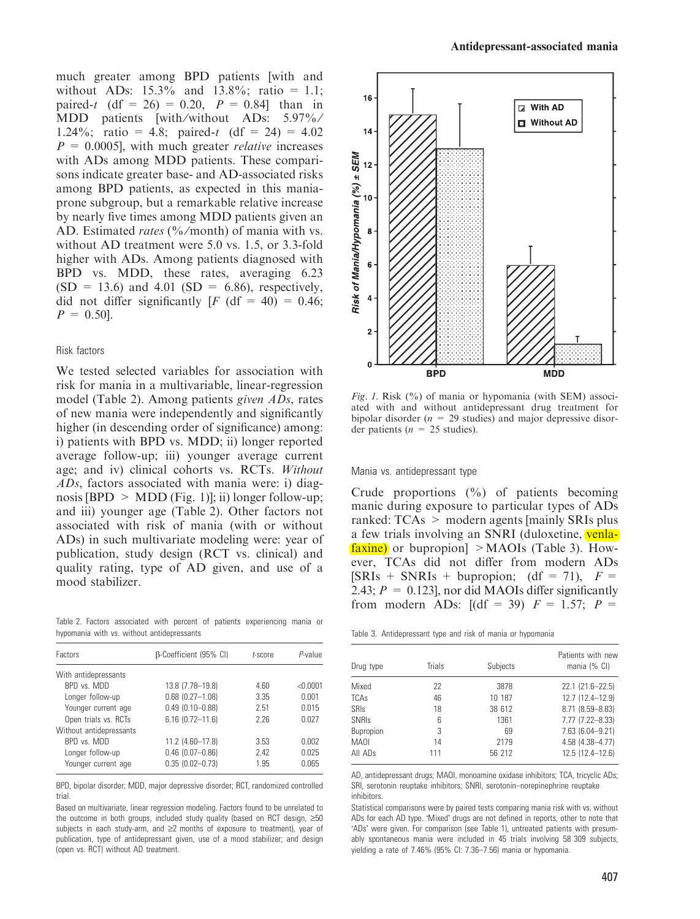much greater among BPD patients [with and without ADs: 15.3% and 13.8%; ratio = 1.1; paired-$t$ (df = 26) = 0.20, $P$ = 0.84] than in MDD patients [with/without ADs: 5.97%/1.24%; ratio = 4.8; paired-$t$ (df = 24) = 4.02 $P$ = 0.0005], with much greater *relative* increases with ADs among MDD patients. These comparisons indicate greater base- and AD-associated risks among BPD patients, as expected in this mania-prone subgroup, but a remarkable relative increase by nearly five times among MDD patients given an AD. Estimated *rates* (%/month) of mania with vs. without AD treatment were 5.0 vs. 1.5, or 3.3-fold higher with ADs. Among patients diagnosed with BPD vs. MDD, these rates, averaging 6.23 (SD = 13.6) and 4.01 (SD = 6.86), respectively, did not differ significantly [$F$ (df = 40) = 0.46; $P$ = 0.50].

### Risk factors

We tested selected variables for association with risk for mania in a multivariable, linear-regression model (Table 2). Among patients *given ADs*, rates of new mania were independently and significantly higher (in descending order of significance) among: i) patients with BPD vs. MDD; ii) longer reported average follow-up; iii) younger average current age; and iv) clinical cohorts vs. RCTs. *Without ADs*, factors associated with mania were: i) diagnosis [BPD > MDD (Fig. 1)]; ii) longer follow-up; and iii) younger age (Table 2). Other factors not associated with risk of mania (with or without ADs) in such multivariate modeling were: year of publication, study design (RCT vs. clinical) and quality rating, type of AD given, and use of a mood stabilizer.

Table 2. Factors associated with percent of patients experiencing mania or hypomania with vs. without antidepressants

| Factors | β-Coefficient (95% CI) | $t$-score | $P$-value |
|---|---|---|---|
| With antidepressants | | | |
| BPD vs. MDD | 13.8 (7.78–19.8) | 4.60 | <0.0001 |
| Longer follow-up | 0.68 (0.27–1.08) | 3.35 | 0.001 |
| Younger current age | 0.49 (0.10–0.88) | 2.51 | 0.015 |
| Open trials vs. RCTs | 6.16 (0.72–11.6) | 2.26 | 0.027 |
| Without antidepressants | | | |
| BPD vs. MDD | 11.2 (4.60–17.8) | 3.53 | 0.002 |
| Longer follow-up | 0.46 (0.07–0.86) | 2.42 | 0.025 |
| Younger current age | 0.35 (0.02–0.73) | 1.95 | 0.065 |

BPD, bipolar disorder; MDD, major depressive disorder; RCT, randomized controlled trial.

Based on multivariate, linear regression modeling. Factors found to be unrelated to the outcome in both groups, included study quality (based on RCT design, ≥50 subjects in each study-arm, and ≥2 months of exposure to treatment), year of publication, type of antidepressant given, use of a mood stabilizer; and design (open vs. RCT) without AD treatment.

*Fig. 1.* Risk (%) of mania or hypomania (with SEM) associated with and without antidepressant drug treatment for bipolar disorder ($n$ = 29 studies) and major depressive disorder patients ($n$ = 25 studies).

### Mania vs. antidepressant type

Crude proportions (%) of patients becoming manic during exposure to particular types of ADs ranked: TCAs > modern agents [mainly SRIs plus a few trials involving an SNRI (duloxetine, venlafaxine) or bupropion] > MAOIs (Table 3). However, TCAs did not differ from modern ADs [SRIs + SNRIs + bupropion; (df = 71), $F$ = 2.43; $P$ = 0.123], nor did MAOIs differ significantly from modern ADs: [(df = 39) $F$ = 1.57; $P$ =

Table 3. Antidepressant type and risk of mania or hypomania

| Drug type | Trials | Subjects | Patients with new mania (% CI) |
|---|---|---|---|
| Mixed | 22 | 3878 | 22.1 (21.6–22.5) |
| TCAs | 46 | 10 187 | 12.7 (12.4–12.9) |
| SRIs | 18 | 38 612 | 8.71 (8.59–8.83) |
| SNRIs | 6 | 1361 | 7.77 (7.22–8.33) |
| Bupropion | 3 | 69 | 7.63 (6.04–9.21) |
| MAOI | 14 | 2179 | 4.58 (4.38–4.77) |
| All ADs | 111 | 56 212 | 12.5 (12.4–12.6) |

AD, antidepressant drugs; MAOI, monoamine oxidase inhibitors; TCA, tricyclic ADs; SRI, serotonin reuptake inhibitors; SNRI, serotonin–norepinephrine reuptake inhibitors.

Statistical comparisons were by paired tests comparing mania risk with vs. without ADs for each AD type. 'Mixed' drugs are not defined in reports, other to note that 'ADs' were given. For comparison (see Table 1), untreated patients with presumably spontaneous mania were included in 45 trials involving 58 309 subjects, yielding a rate of 7.46% (95% CI: 7.36–7.56) mania or hypomania.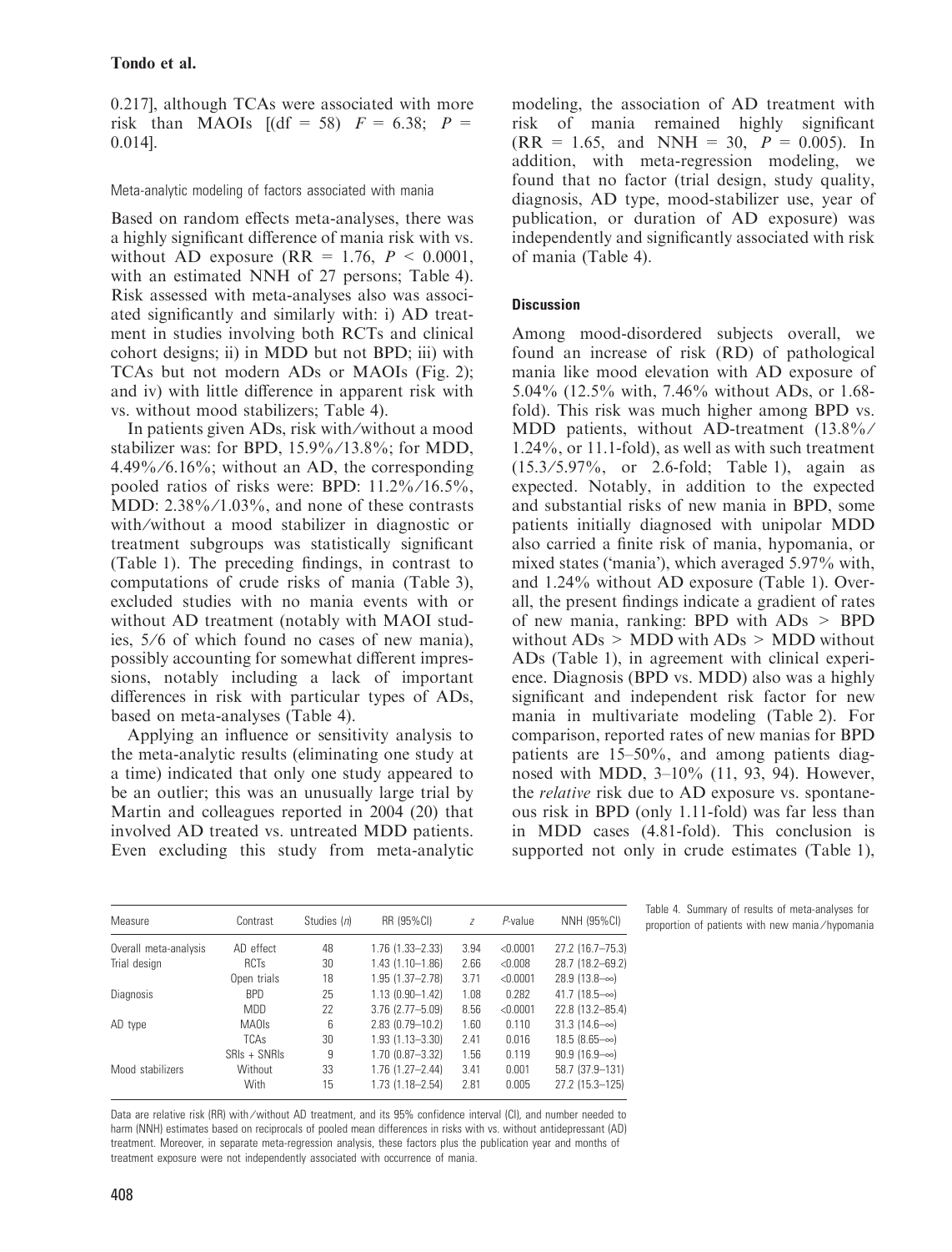0.217], although TCAs were associated with more risk than MAOIs [(df = 58) $F = 6.38$; $P = 0.014$].

### Meta-analytic modeling of factors associated with mania

Based on random effects meta-analyses, there was a highly significant difference of mania risk with vs. without AD exposure (RR = 1.76, $P < 0.0001$, with an estimated NNH of 27 persons; Table 4). Risk assessed with meta-analyses also was associated significantly and similarly with: i) AD treatment in studies involving both RCTs and clinical cohort designs; ii) in MDD but not BPD; iii) with TCAs but not modern ADs or MAOIs (Fig. 2); and iv) with little difference in apparent risk with vs. without mood stabilizers; Table 4).

In patients given ADs, risk with/without a mood stabilizer was: for BPD, 15.9%/13.8%; for MDD, 4.49%/6.16%; without an AD, the corresponding pooled ratios of risks were: BPD: 11.2%/16.5%, MDD: 2.38%/1.03%, and none of these contrasts with/without a mood stabilizer in diagnostic or treatment subgroups was statistically significant (Table 1). The preceding findings, in contrast to computations of crude risks of mania (Table 3), excluded studies with no mania events with or without AD treatment (notably with MAOI studies, 5/6 of which found no cases of new mania), possibly accounting for somewhat different impressions, notably including a lack of important differences in risk with particular types of ADs, based on meta-analyses (Table 4).

Applying an influence or sensitivity analysis to the meta-analytic results (eliminating one study at a time) indicated that only one study appeared to be an outlier; this was an unusually large trial by Martin and colleagues reported in 2004 (20) that involved AD treated vs. untreated MDD patients. Even excluding this study from meta-analytic modeling, the association of AD treatment with risk of mania remained highly significant (RR = 1.65, and NNH = 30, $P = 0.005$). In addition, with meta-regression modeling, we found that no factor (trial design, study quality, diagnosis, AD type, mood-stabilizer use, year of publication, or duration of AD exposure) was independently and significantly associated with risk of mania (Table 4).

## Discussion

Among mood-disordered subjects overall, we found an increase of risk (RD) of pathological mania like mood elevation with AD exposure of 5.04% (12.5% with, 7.46% without ADs, or 1.68-fold). This risk was much higher among BPD vs. MDD patients, without AD-treatment (13.8%/1.24%, or 11.1-fold), as well as with such treatment (15.3/5.97%, or 2.6-fold; Table 1), again as expected. Notably, in addition to the expected and substantial risks of new mania in BPD, some patients initially diagnosed with unipolar MDD also carried a finite risk of mania, hypomania, or mixed states ('mania'), which averaged 5.97% with, and 1.24% without AD exposure (Table 1). Overall, the present findings indicate a gradient of rates of new mania, ranking: BPD with ADs > BPD without ADs > MDD with ADs > MDD without ADs (Table 1), in agreement with clinical experience. Diagnosis (BPD vs. MDD) also was a highly significant and independent risk factor for new mania in multivariate modeling (Table 2). For comparison, reported rates of new manias for BPD patients are 15–50%, and among patients diagnosed with MDD, 3–10% (11, 93, 94). However, the *relative* risk due to AD exposure vs. spontaneous risk in BPD (only 1.11-fold) was far less than in MDD cases (4.81-fold). This conclusion is supported not only in crude estimates (Table 1),

Table 4. Summary of results of meta-analyses for proportion of patients with new mania/hypomania

| Measure | Contrast | Studies (*n*) | RR (95%CI) | *z* | *P*-value | NNH (95%CI) |
|---|---|---|---|---|---|---|
| Overall meta-analysis | AD effect | 48 | 1.76 (1.33–2.33) | 3.94 | <0.0001 | 27.2 (16.7–75.3) |
| Trial design | RCTs | 30 | 1.43 (1.10–1.86) | 2.66 | <0.008 | 28.7 (18.2–69.2) |
| | Open trials | 18 | 1.95 (1.37–2.78) | 3.71 | <0.0001 | 28.9 (13.8–∞) |
| Diagnosis | BPD | 25 | 1.13 (0.90–1.42) | 1.08 | 0.282 | 41.7 (18.5–∞) |
| | MDD | 22 | 3.76 (2.77–5.09) | 8.56 | <0.0001 | 22.8 (13.2–85.4) |
| AD type | MAOIs | 6 | 2.83 (0.79–10.2) | 1.60 | 0.110 | 31.3 (14.6–∞) |
| | TCAs | 30 | 1.93 (1.13–3.30) | 2.41 | 0.016 | 18.5 (8.65–∞) |
| | SRIs + SNRIs | 9 | 1.70 (0.87–3.32) | 1.56 | 0.119 | 90.9 (16.9–∞) |
| Mood stabilizers | Without | 33 | 1.76 (1.27–2.44) | 3.41 | 0.001 | 58.7 (37.9–131) |
| | With | 15 | 1.73 (1.18–2.54) | 2.81 | 0.005 | 27.2 (15.3–125) |

Data are relative risk (RR) with/without AD treatment, and its 95% confidence interval (CI), and number needed to harm (NNH) estimates based on reciprocals of pooled mean differences in risks with vs. without antidepressant (AD) treatment. Moreover, in separate meta-regression analysis, these factors plus the publication year and months of treatment exposure were not independently associated with occurrence of mania.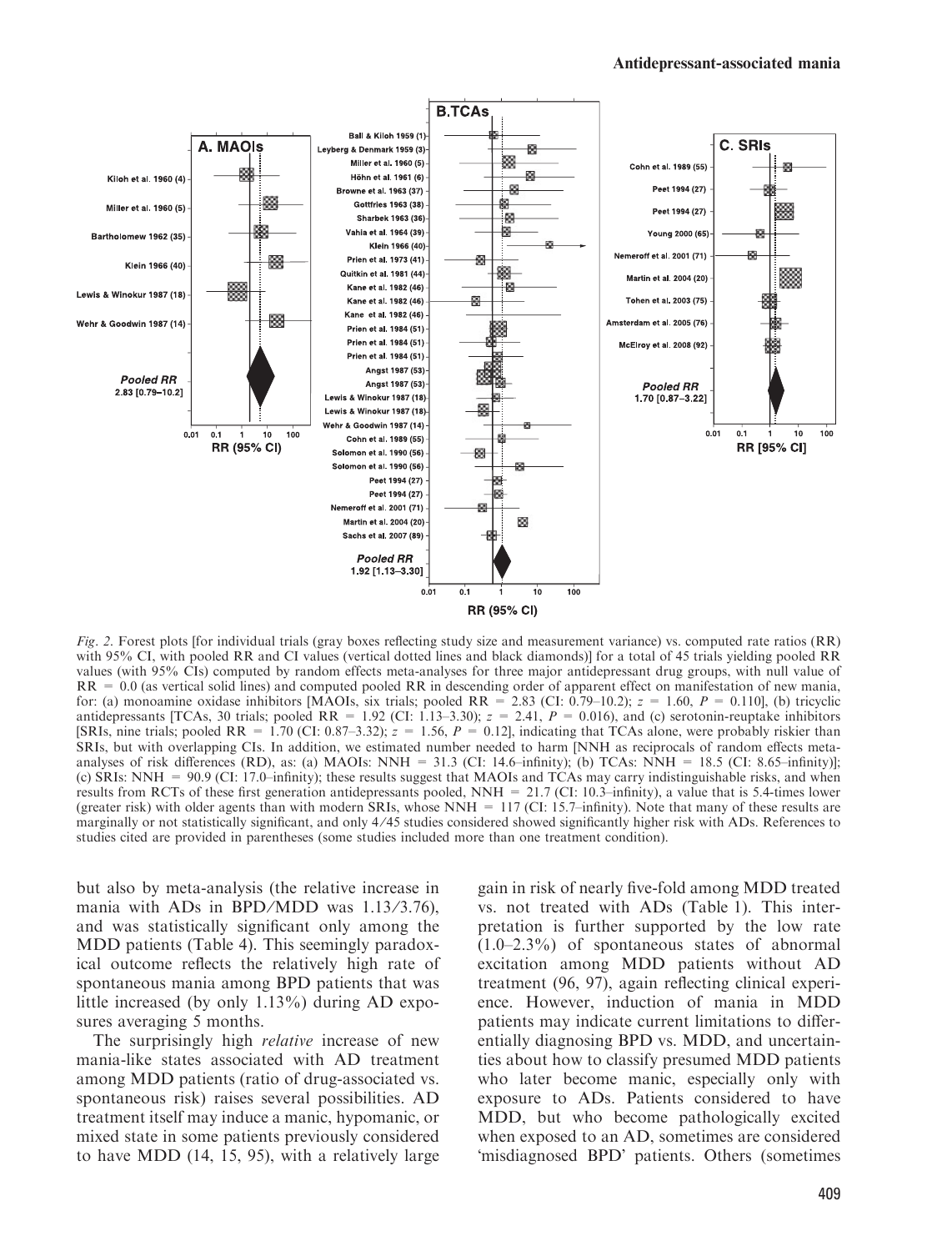*Fig. 2.* Forest plots [for individual trials (gray boxes reflecting study size and measurement variance) vs. computed rate ratios (RR) with 95% CI, with pooled RR and CI values (vertical dotted lines and black diamonds)] for a total of 45 trials yielding pooled RR values (with 95% CIs) computed by random effects meta-analyses for three major antidepressant drug groups, with null value of RR = 0.0 (as vertical solid lines) and computed pooled RR in descending order of apparent effect on manifestation of new mania, for: (a) monoamine oxidase inhibitors [MAOIs, six trials; pooled RR = 2.83 (CI: 0.79–10.2); $z$ = 1.60, $P$ = 0.110], (b) tricyclic antidepressants [TCAs, 30 trials; pooled RR = 1.92 (CI: 1.13–3.30); $z$ = 2.41, $P$ = 0.016), and (c) serotonin-reuptake inhibitors [SRIs, nine trials; pooled RR = 1.70 (CI: 0.87–3.32); $z$ = 1.56, $P$ = 0.12], indicating that TCAs alone, were probably riskier than SRIs, but with overlapping CIs. In addition, we estimated number needed to harm [NNH as reciprocals of random effects meta-analyses of risk differences (RD), as: (a) MAOIs: NNH = 31.3 (CI: 14.6–infinity); (b) TCAs: NNH = 18.5 (CI: 8.65–infinity)]; (c) SRIs: NNH = 90.9 (CI: 17.0–infinity); these results suggest that MAOIs and TCAs may carry indistinguishable risks, and when results from RCTs of these first generation antidepressants pooled, NNH = 21.7 (CI: 10.3–infinity), a value that is 5.4-times lower (greater risk) with older agents than with modern SRIs, whose NNH = 117 (CI: 15.7–infinity). Note that many of these results are marginally or not statistically significant, and only 4/45 studies considered showed significantly higher risk with ADs. References to studies cited are provided in parentheses (some studies included more than one treatment condition).

but also by meta-analysis (the relative increase in mania with ADs in BPD/MDD was 1.13/3.76), and was statistically significant only among the MDD patients (Table 4). This seemingly paradoxical outcome reflects the relatively high rate of spontaneous mania among BPD patients that was little increased (by only 1.13%) during AD exposures averaging 5 months.

The surprisingly high *relative* increase of new mania-like states associated with AD treatment among MDD patients (ratio of drug-associated vs. spontaneous risk) raises several possibilities. AD treatment itself may induce a manic, hypomanic, or mixed state in some patients previously considered to have MDD (14, 15, 95), with a relatively large gain in risk of nearly five-fold among MDD treated vs. not treated with ADs (Table 1). This interpretation is further supported by the low rate (1.0–2.3%) of spontaneous states of abnormal excitation among MDD patients without AD treatment (96, 97), again reflecting clinical experience. However, induction of mania in MDD patients may indicate current limitations to differentially diagnosing BPD vs. MDD, and uncertainties about how to classify presumed MDD patients who later become manic, especially only with exposure to ADs. Patients considered to have MDD, but who become pathologically excited when exposed to an AD, sometimes are considered 'misdiagnosed BPD' patients. Others (sometimes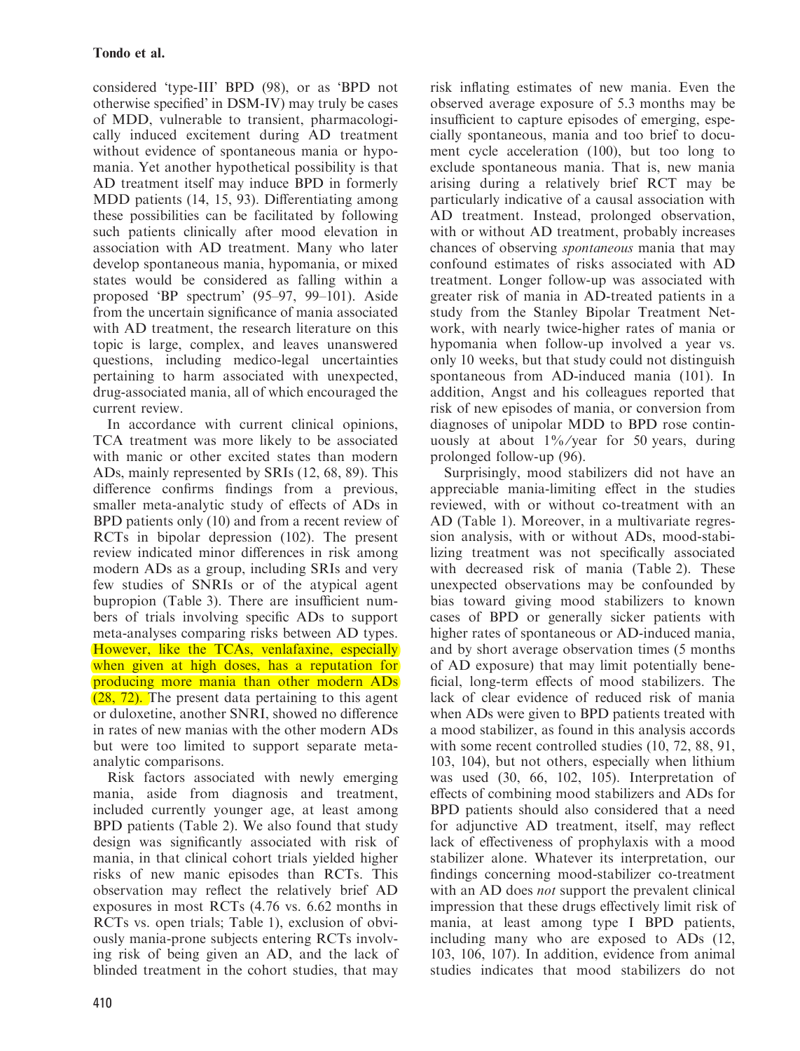considered 'type-III' BPD (98), or as 'BPD not otherwise specified' in DSM-IV) may truly be cases of MDD, vulnerable to transient, pharmacologically induced excitement during AD treatment without evidence of spontaneous mania or hypomania. Yet another hypothetical possibility is that AD treatment itself may induce BPD in formerly MDD patients (14, 15, 93). Differentiating among these possibilities can be facilitated by following such patients clinically after mood elevation in association with AD treatment. Many who later develop spontaneous mania, hypomania, or mixed states would be considered as falling within a proposed 'BP spectrum' (95–97, 99–101). Aside from the uncertain significance of mania associated with AD treatment, the research literature on this topic is large, complex, and leaves unanswered questions, including medico-legal uncertainties pertaining to harm associated with unexpected, drug-associated mania, all of which encouraged the current review.

In accordance with current clinical opinions, TCA treatment was more likely to be associated with manic or other excited states than modern ADs, mainly represented by SRIs (12, 68, 89). This difference confirms findings from a previous, smaller meta-analytic study of effects of ADs in BPD patients only (10) and from a recent review of RCTs in bipolar depression (102). The present review indicated minor differences in risk among modern ADs as a group, including SRIs and very few studies of SNRIs or of the atypical agent bupropion (Table 3). There are insufficient numbers of trials involving specific ADs to support meta-analyses comparing risks between AD types. However, like the TCAs, venlafaxine, especially when given at high doses, has a reputation for producing more mania than other modern ADs (28, 72). The present data pertaining to this agent or duloxetine, another SNRI, showed no difference in rates of new manias with the other modern ADs but were too limited to support separate meta-analytic comparisons.

Risk factors associated with newly emerging mania, aside from diagnosis and treatment, included currently younger age, at least among BPD patients (Table 2). We also found that study design was significantly associated with risk of mania, in that clinical cohort trials yielded higher risks of new manic episodes than RCTs. This observation may reflect the relatively brief AD exposures in most RCTs (4.76 vs. 6.62 months in RCTs vs. open trials; Table 1), exclusion of obviously mania-prone subjects entering RCTs involving risk of being given an AD, and the lack of blinded treatment in the cohort studies, that may risk inflating estimates of new mania. Even the observed average exposure of 5.3 months may be insufficient to capture episodes of emerging, especially spontaneous, mania and too brief to document cycle acceleration (100), but too long to exclude spontaneous mania. That is, new mania arising during a relatively brief RCT may be particularly indicative of a causal association with AD treatment. Instead, prolonged observation, with or without AD treatment, probably increases chances of observing *spontaneous* mania that may confound estimates of risks associated with AD treatment. Longer follow-up was associated with greater risk of mania in AD-treated patients in a study from the Stanley Bipolar Treatment Network, with nearly twice-higher rates of mania or hypomania when follow-up involved a year vs. only 10 weeks, but that study could not distinguish spontaneous from AD-induced mania (101). In addition, Angst and his colleagues reported that risk of new episodes of mania, or conversion from diagnoses of unipolar MDD to BPD rose continuously at about 1%/year for 50 years, during prolonged follow-up (96).

Surprisingly, mood stabilizers did not have an appreciable mania-limiting effect in the studies reviewed, with or without co-treatment with an AD (Table 1). Moreover, in a multivariate regression analysis, with or without ADs, mood-stabilizing treatment was not specifically associated with decreased risk of mania (Table 2). These unexpected observations may be confounded by bias toward giving mood stabilizers to known cases of BPD or generally sicker patients with higher rates of spontaneous or AD-induced mania, and by short average observation times (5 months of AD exposure) that may limit potentially beneficial, long-term effects of mood stabilizers. The lack of clear evidence of reduced risk of mania when ADs were given to BPD patients treated with a mood stabilizer, as found in this analysis accords with some recent controlled studies (10, 72, 88, 91, 103, 104), but not others, especially when lithium was used (30, 66, 102, 105). Interpretation of effects of combining mood stabilizers and ADs for BPD patients should also considered that a need for adjunctive AD treatment, itself, may reflect lack of effectiveness of prophylaxis with a mood stabilizer alone. Whatever its interpretation, our findings concerning mood-stabilizer co-treatment with an AD does *not* support the prevalent clinical impression that these drugs effectively limit risk of mania, at least among type I BPD patients, including many who are exposed to ADs (12, 103, 106, 107). In addition, evidence from animal studies indicates that mood stabilizers do not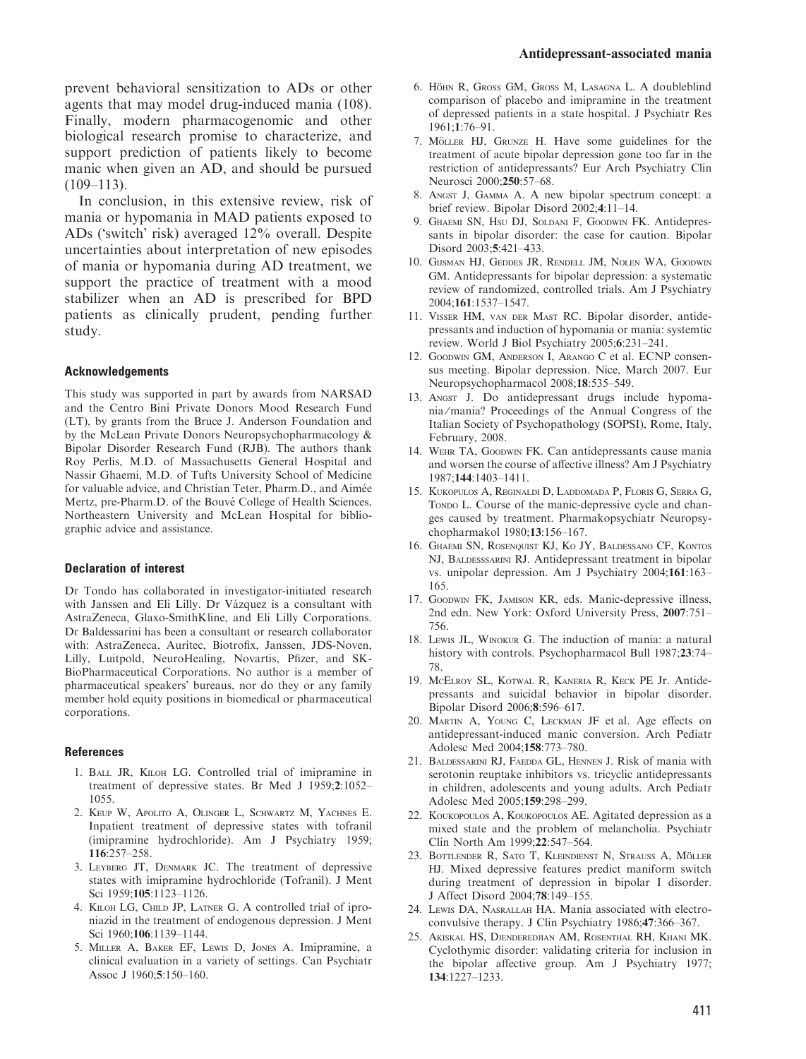prevent behavioral sensitization to ADs or other agents that may model drug-induced mania (108). Finally, modern pharmacogenomic and other biological research promise to characterize, and support prediction of patients likely to become manic when given an AD, and should be pursued (109–113).

In conclusion, in this extensive review, risk of mania or hypomania in MAD patients exposed to ADs ('switch' risk) averaged 12% overall. Despite uncertainties about interpretation of new episodes of mania or hypomania during AD treatment, we support the practice of treatment with a mood stabilizer when an AD is prescribed for BPD patients as clinically prudent, pending further study.

### Acknowledgements

This study was supported in part by awards from NARSAD and the Centro Bini Private Donors Mood Research Fund (LT), by grants from the Bruce J. Anderson Foundation and by the McLean Private Donors Neuropsychopharmacology & Bipolar Disorder Research Fund (RJB). The authors thank Roy Perlis, M.D. of Massachusetts General Hospital and Nassir Ghaemi, M.D. of Tufts University School of Medicine for valuable advice, and Christian Teter, Pharm.D., and Aimée Mertz, pre-Pharm.D. of the Bouvé College of Health Sciences, Northeastern University and McLean Hospital for bibliographic advice and assistance.

### Declaration of interest

Dr Tondo has collaborated in investigator-initiated research with Janssen and Eli Lilly. Dr Vázquez is a consultant with AstraZeneca, Glaxo-SmithKline, and Eli Lilly Corporations. Dr Baldessarini has been a consultant or research collaborator with: AstraZeneca, Auritec, Biotrofix, Janssen, JDS-Noven, Lilly, Luitpold, NeuroHealing, Novartis, Pfizer, and SK-BioPharmaceutical Corporations. No author is a member of pharmaceutical speakers' bureaus, nor do they or any family member hold equity positions in biomedical or pharmaceutical corporations.

### References

1. Ball JR, Kiloh LG. Controlled trial of imipramine in treatment of depressive states. Br Med J 1959;**2**:1052–1055.
2. Keup W, Apolito A, Olinger L, Schwartz M, Yachnes E. Inpatient treatment of depressive states with tofranil (imipramine hydrochloride). Am J Psychiatry 1959; **116**:257–258.
3. Leyberg JT, Denmark JC. The treatment of depressive states with imipramine hydrochloride (Tofranil). J Ment Sci 1959;**105**:1123–1126.
4. Kiloh LG, Child JP, Latner G. A controlled trial of iproniazid in the treatment of endogenous depression. J Ment Sci 1960;**106**:1139–1144.
5. Miller A, Baker EF, Lewis D, Jones A. Imipramine, a clinical evaluation in a variety of settings. Can Psychiatr Assoc J 1960;**5**:150–160.
6. Höhn R, Gross GM, Gross M, Lasagna L. A doubleblind comparison of placebo and imipramine in the treatment of depressed patients in a state hospital. J Psychiatr Res 1961;**1**:76–91.
7. Möller HJ, Grunze H. Have some guidelines for the treatment of acute bipolar depression gone too far in the restriction of antidepressants? Eur Arch Psychiatry Clin Neurosci 2000;**250**:57–68.
8. Angst J, Gamma A. A new bipolar spectrum concept: a brief review. Bipolar Disord 2002;**4**:11–14.
9. Ghaemi SN, Hsu DJ, Soldani F, Goodwin FK. Antidepressants in bipolar disorder: the case for caution. Bipolar Disord 2003;**5**:421–433.
10. Gijsman HJ, Geddes JR, Rendell JM, Nolen WA, Goodwin GM. Antidepressants for bipolar depression: a systematic review of randomized, controlled trials. Am J Psychiatry 2004;**161**:1537–1547.
11. Visser HM, van der Mast RC. Bipolar disorder, antidepressants and induction of hypomania or mania: systemtic review. World J Biol Psychiatry 2005;**6**:231–241.
12. Goodwin GM, Anderson I, Arango C et al. ECNP consensus meeting. Bipolar depression. Nice, March 2007. Eur Neuropsychopharmacol 2008;**18**:535–549.
13. Angst J. Do antidepressant drugs include hypomania/mania? Proceedings of the Annual Congress of the Italian Society of Psychopathology (SOPSI), Rome, Italy, February, 2008.
14. Wehr TA, Goodwin FK. Can antidepressants cause mania and worsen the course of affective illness? Am J Psychiatry 1987;**144**:1403–1411.
15. Kukopulos A, Reginaldi D, Laddomada P, Floris G, Serra G, Tondo L. Course of the manic-depressive cycle and changes caused by treatment. Pharmakopsychiatr Neuropsychopharmakol 1980;**13**:156–167.
16. Ghaemi SN, Rosenquist KJ, Ko JY, Baldessano CF, Kontos NJ, Baldesssarini RJ. Antidepressant treatment in bipolar vs. unipolar depression. Am J Psychiatry 2004;**161**:163–165.
17. Goodwin FK, Jamison KR, eds. Manic-depressive illness, 2nd edn. New York: Oxford University Press, **2007**:751–756.
18. Lewis JL, Winokur G. The induction of mania: a natural history with controls. Psychopharmacol Bull 1987;**23**:74–78.
19. McElroy SL, Kotwal R, Kaneria R, Keck PE Jr. Antidepressants and suicidal behavior in bipolar disorder. Bipolar Disord 2006;**8**:596–617.
20. Martin A, Young C, Leckman JF et al. Age effects on antidepressant-induced manic conversion. Arch Pediatr Adolesc Med 2004;**158**:773–780.
21. Baldessarini RJ, Faedda GL, Hennen J. Risk of mania with serotonin reuptake inhibitors vs. tricyclic antidepressants in children, adolescents and young adults. Arch Pediatr Adolesc Med 2005;**159**:298–299.
22. Koukopoulos A, Koukopoulos AE. Agitated depression as a mixed state and the problem of melancholia. Psychiatr Clin North Am 1999;**22**:547–564.
23. Bottlender R, Sato T, Kleindienst N, Strauss A, Möller HJ. Mixed depressive features predict maniform switch during treatment of depression in bipolar I disorder. J Affect Disord 2004;**78**:149–155.
24. Lewis DA, Nasrallah HA. Mania associated with electroconvulsive therapy. J Clin Psychiatry 1986;**47**:366–367.
25. Akiskal HS, Djenderedjian AM, Rosenthal RH, Khani MK. Cyclothymic disorder: validating criteria for inclusion in the bipolar affective group. Am J Psychiatry 1977; **134**:1227–1233.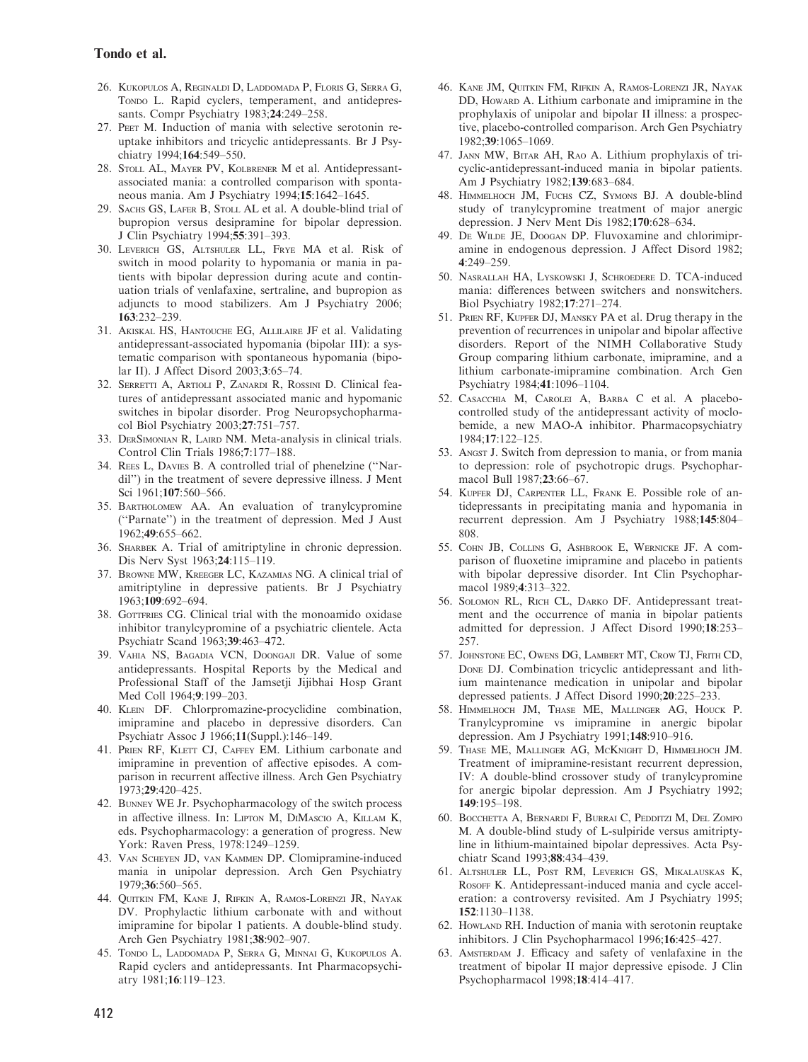26. Kukopulos A, Reginaldi D, Laddomada P, Floris G, Serra G, Tondo L. Rapid cyclers, temperament, and antidepressants. Compr Psychiatry 1983;**24**:249–258.
27. Peet M. Induction of mania with selective serotonin reuptake inhibitors and tricyclic antidepressants. Br J Psychiatry 1994;**164**:549–550.
28. Stoll AL, Mayer PV, Kolbrener M et al. Antidepressant-associated mania: a controlled comparison with spontaneous mania. Am J Psychiatry 1994;**15**:1642–1645.
29. Sachs GS, Lafer B, Stoll AL et al. A double-blind trial of bupropion versus desipramine for bipolar depression. J Clin Psychiatry 1994;**55**:391–393.
30. Leverich GS, Altshuler LL, Frye MA et al. Risk of switch in mood polarity to hypomania or mania in patients with bipolar depression during acute and continuation trials of venlafaxine, sertraline, and bupropion as adjuncts to mood stabilizers. Am J Psychiatry 2006; **163**:232–239.
31. Akiskal HS, Hantouche EG, Allilaire JF et al. Validating antidepressant-associated hypomania (bipolar III): a systematic comparison with spontaneous hypomania (bipolar II). J Affect Disord 2003;**3**:65–74.
32. Serretti A, Artioli P, Zanardi R, Rossini D. Clinical features of antidepressant associated manic and hypomanic switches in bipolar disorder. Prog Neuropsychopharmacol Biol Psychiatry 2003;**27**:751–757.
33. DerSimonian R, Laird NM. Meta-analysis in clinical trials. Control Clin Trials 1986;**7**:177–188.
34. Rees L, Davies B. A controlled trial of phenelzine ("Nardil") in the treatment of severe depressive illness. J Ment Sci 1961;**107**:560–566.
35. Bartholomew AA. An evaluation of tranylcypromine ("Parnate") in the treatment of depression. Med J Aust 1962;**49**:655–662.
36. Sharbek A. Trial of amitriptyline in chronic depression. Dis Nerv Syst 1963;**24**:115–119.
37. Browne MW, Kreeger LC, Kazamias NG. A clinical trial of amitriptyline in depressive patients. Br J Psychiatry 1963;**109**:692–694.
38. Gottfries CG. Clinical trial with the monoamido oxidase inhibitor tranylcypromine of a psychiatric clientele. Acta Psychiatr Scand 1963;**39**:463–472.
39. Vahia NS, Bagadia VCN, Doongaji DR. Value of some antidepressants. Hospital Reports by the Medical and Professional Staff of the Jamsetji Jijibhai Hosp Grant Med Coll 1964;**9**:199–203.
40. Klein DF. Chlorpromazine-procyclidine combination, imipramine and placebo in depressive disorders. Can Psychiatr Assoc J 1966;**11**(Suppl.):146–149.
41. Prien RF, Klett CJ, Caffey EM. Lithium carbonate and imipramine in prevention of affective episodes. A comparison in recurrent affective illness. Arch Gen Psychiatry 1973;**29**:420–425.
42. Bunney WE Jr. Psychopharmacology of the switch process in affective illness. In: Lipton M, DiMascio A, Killam K, eds. Psychopharmacology: a generation of progress. New York: Raven Press, 1978:1249–1259.
43. Van Scheyen JD, van Kammen DP. Clomipramine-induced mania in unipolar depression. Arch Gen Psychiatry 1979;**36**:560–565.
44. Quitkin FM, Kane J, Rifkin A, Ramos-Lorenzi JR, Nayak DV. Prophylactic lithium carbonate with and without imipramine for bipolar 1 patients. A double-blind study. Arch Gen Psychiatry 1981;**38**:902–907.
45. Tondo L, Laddomada P, Serra G, Minnai G, Kukopulos A. Rapid cyclers and antidepressants. Int Pharmacopsychiatry 1981;**16**:119–123.
46. Kane JM, Quitkin FM, Rifkin A, Ramos-Lorenzi JR, Nayak DD, Howard A. Lithium carbonate and imipramine in the prophylaxis of unipolar and bipolar II illness: a prospective, placebo-controlled comparison. Arch Gen Psychiatry 1982;**39**:1065–1069.
47. Jann MW, Bitar AH, Rao A. Lithium prophylaxis of tricyclic-antidepressant-induced mania in bipolar patients. Am J Psychiatry 1982;**139**:683–684.
48. Himmelhoch JM, Fuchs CZ, Symons BJ. A double-blind study of tranylcypromine treatment of major anergic depression. J Nerv Ment Dis 1982;**170**:628–634.
49. De Wilde JE, Doogan DP. Fluvoxamine and chlorimipramine in endogenous depression. J Affect Disord 1982; **4**:249–259.
50. Nasrallah HA, Lyskowski J, Schroedere D. TCA-induced mania: differences between switchers and nonswitchers. Biol Psychiatry 1982;**17**:271–274.
51. Prien RF, Kupfer DJ, Mansky PA et al. Drug therapy in the prevention of recurrences in unipolar and bipolar affective disorders. Report of the NIMH Collaborative Study Group comparing lithium carbonate, imipramine, and a lithium carbonate-imipramine combination. Arch Gen Psychiatry 1984;**41**:1096–1104.
52. Casacchia M, Carolei A, Barba C et al. A placebo-controlled study of the antidepressant activity of moclobemide, a new MAO-A inhibitor. Pharmacopsychiatry 1984;**17**:122–125.
53. Angst J. Switch from depression to mania, or from mania to depression: role of psychotropic drugs. Psychopharmacol Bull 1987;**23**:66–67.
54. Kupfer DJ, Carpenter LL, Frank E. Possible role of antidepressants in precipitating mania and hypomania in recurrent depression. Am J Psychiatry 1988;**145**:804–808.
55. Cohn JB, Collins G, Ashbrook E, Wernicke JF. A comparison of fluoxetine imipramine and placebo in patients with bipolar depressive disorder. Int Clin Psychopharmacol 1989;**4**:313–322.
56. Solomon RL, Rich CL, Darko DF. Antidepressant treatment and the occurrence of mania in bipolar patients admitted for depression. J Affect Disord 1990;**18**:253–257.
57. Johnstone EC, Owens DG, Lambert MT, Crow TJ, Frith CD, Done DJ. Combination tricyclic antidepressant and lithium maintenance medication in unipolar and bipolar depressed patients. J Affect Disord 1990;**20**:225–233.
58. Himmelhoch JM, Thase ME, Mallinger AG, Houck P. Tranylcypromine vs imipramine in anergic bipolar depression. Am J Psychiatry 1991;**148**:910–916.
59. Thase ME, Mallinger AG, McKnight D, Himmelhoch JM. Treatment of imipramine-resistant recurrent depression, IV: A double-blind crossover study of tranylcypromine for anergic bipolar depression. Am J Psychiatry 1992; **149**:195–198.
60. Bocchetta A, Bernardi F, Burrai C, Pedditzi M, Del Zompo M. A double-blind study of L-sulpiride versus amitriptyline in lithium-maintained bipolar depressives. Acta Psychiatr Scand 1993;**88**:434–439.
61. Altshuler LL, Post RM, Leverich GS, Mikalauskas K, Rosoff K. Antidepressant-induced mania and cycle acceleration: a controversy revisited. Am J Psychiatry 1995; **152**:1130–1138.
62. Howland RH. Induction of mania with serotonin reuptake inhibitors. J Clin Psychopharmacol 1996;**16**:425–427.
63. Amsterdam J. Efficacy and safety of venlafaxine in the treatment of bipolar II major depressive episode. J Clin Psychopharmacol 1998;**18**:414–417.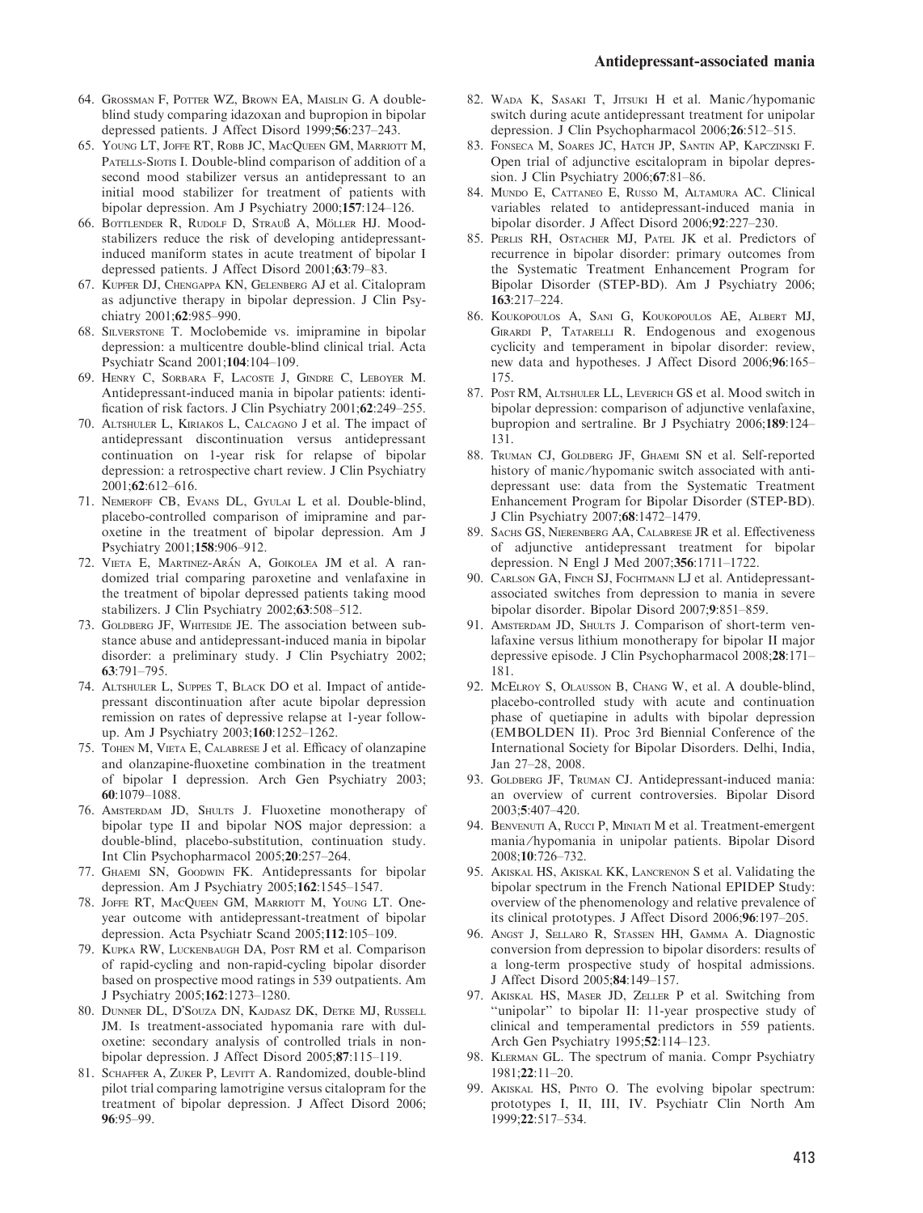64. Grossman F, Potter WZ, Brown EA, Maislin G. A double-blind study comparing idazoxan and bupropion in bipolar depressed patients. J Affect Disord 1999;**56**:237–243.
65. Young LT, Joffe RT, Robb JC, MacQueen GM, Marriott M, Patelis-Siotis I. Double-blind comparison of addition of a second mood stabilizer versus an antidepressant to an initial mood stabilizer for treatment of patients with bipolar depression. Am J Psychiatry 2000;**157**:124–126.
66. Bottlender R, Rudolf D, Strauß A, Möller HJ. Mood-stabilizers reduce the risk of developing antidepressant-induced maniform states in acute treatment of bipolar I depressed patients. J Affect Disord 2001;**63**:79–83.
67. Kupfer DJ, Chengappa KN, Gelenberg AJ et al. Citalopram as adjunctive therapy in bipolar depression. J Clin Psychiatry 2001;**62**:985–990.
68. Silverstone T. Moclobemide vs. imipramine in bipolar depression: a multicentre double-blind clinical trial. Acta Psychiatr Scand 2001;**104**:104–109.
69. Henry C, Sorbara F, Lacoste J, Gindre C, Leboyer M. Antidepressant-induced mania in bipolar patients: identification of risk factors. J Clin Psychiatry 2001;**62**:249–255.
70. Altshuler L, Kiriakos L, Calcagno J et al. The impact of antidepressant discontinuation versus antidepressant continuation on 1-year risk for relapse of bipolar depression: a retrospective chart review. J Clin Psychiatry 2001;**62**:612–616.
71. Nemeroff CB, Evans DL, Gyulai L et al. Double-blind, placebo-controlled comparison of imipramine and paroxetine in the treatment of bipolar depression. Am J Psychiatry 2001;**158**:906–912.
72. Vieta E, Martinez-Arán A, Goikolea JM et al. A randomized trial comparing paroxetine and venlafaxine in the treatment of bipolar depressed patients taking mood stabilizers. J Clin Psychiatry 2002;**63**:508–512.
73. Goldberg JF, Whiteside JE. The association between substance abuse and antidepressant-induced mania in bipolar disorder: a preliminary study. J Clin Psychiatry 2002; **63**:791–795.
74. Altshuler L, Suppes T, Black DO et al. Impact of antidepressant discontinuation after acute bipolar depression remission on rates of depressive relapse at 1-year follow-up. Am J Psychiatry 2003;**160**:1252–1262.
75. Tohen M, Vieta E, Calabrese J et al. Efficacy of olanzapine and olanzapine-fluoxetine combination in the treatment of bipolar I depression. Arch Gen Psychiatry 2003; **60**:1079–1088.
76. Amsterdam JD, Shults J. Fluoxetine monotherapy of bipolar type II and bipolar NOS major depression: a double-blind, placebo-substitution, continuation study. Int Clin Psychopharmacol 2005;**20**:257–264.
77. Ghaemi SN, Goodwin FK. Antidepressants for bipolar depression. Am J Psychiatry 2005;**162**:1545–1547.
78. Joffe RT, MacQueen GM, Marriott M, Young LT. One-year outcome with antidepressant-treatment of bipolar depression. Acta Psychiatr Scand 2005;**112**:105–109.
79. Kupka RW, Luckenbaugh DA, Post RM et al. Comparison of rapid-cycling and non-rapid-cycling bipolar disorder based on prospective mood ratings in 539 outpatients. Am J Psychiatry 2005;**162**:1273–1280.
80. Dunner DL, D'Souza DN, Kajdasz DK, Detke MJ, Russell JM. Is treatment-associated hypomania rare with duloxetine: secondary analysis of controlled trials in non-bipolar depression. J Affect Disord 2005;**87**:115–119.
81. Schaffer A, Zuker P, Levitt A. Randomized, double-blind pilot trial comparing lamotrigine versus citalopram for the treatment of bipolar depression. J Affect Disord 2006; **96**:95–99.
82. Wada K, Sasaki T, Jitsuki H et al. Manic/hypomanic switch during acute antidepressant treatment for unipolar depression. J Clin Psychopharmacol 2006;**26**:512–515.
83. Fonseca M, Soares JC, Hatch JP, Santin AP, Kapczinski F. Open trial of adjunctive escitalopram in bipolar depression. J Clin Psychiatry 2006;**67**:81–86.
84. Mundo E, Cattaneo E, Russo M, Altamura AC. Clinical variables related to antidepressant-induced mania in bipolar disorder. J Affect Disord 2006;**92**:227–230.
85. Perlis RH, Ostacher MJ, Patel JK et al. Predictors of recurrence in bipolar disorder: primary outcomes from the Systematic Treatment Enhancement Program for Bipolar Disorder (STEP-BD). Am J Psychiatry 2006; **163**:217–224.
86. Koukopoulos A, Sani G, Koukopoulos AE, Albert MJ, Girardi P, Tatarelli R. Endogenous and exogenous cyclicity and temperament in bipolar disorder: review, new data and hypotheses. J Affect Disord 2006;**96**:165–175.
87. Post RM, Altshuler LL, Leverich GS et al. Mood switch in bipolar depression: comparison of adjunctive venlafaxine, bupropion and sertraline. Br J Psychiatry 2006;**189**:124–131.
88. Truman CJ, Goldberg JF, Ghaemi SN et al. Self-reported history of manic/hypomanic switch associated with antidepressant use: data from the Systematic Treatment Enhancement Program for Bipolar Disorder (STEP-BD). J Clin Psychiatry 2007;**68**:1472–1479.
89. Sachs GS, Nierenberg AA, Calabrese JR et al. Effectiveness of adjunctive antidepressant treatment for bipolar depression. N Engl J Med 2007;**356**:1711–1722.
90. Carlson GA, Finch SJ, Fochtmann LJ et al. Antidepressant-associated switches from depression to mania in severe bipolar disorder. Bipolar Disord 2007;**9**:851–859.
91. Amsterdam JD, Shults J. Comparison of short-term venlafaxine versus lithium monotherapy for bipolar II major depressive episode. J Clin Psychopharmacol 2008;**28**:171–181.
92. McElroy S, Olausson B, Chang W, et al. A double-blind, placebo-controlled study with acute and continuation phase of quetiapine in adults with bipolar depression (EMBOLDEN II). Proc 3rd Biennial Conference of the International Society for Bipolar Disorders. Delhi, India, Jan 27–28, 2008.
93. Goldberg JF, Truman CJ. Antidepressant-induced mania: an overview of current controversies. Bipolar Disord 2003;**5**:407–420.
94. Benvenuti A, Rucci P, Miniati M et al. Treatment-emergent mania/hypomania in unipolar patients. Bipolar Disord 2008;**10**:726–732.
95. Akiskal HS, Akiskal KK, Lancrenon S et al. Validating the bipolar spectrum in the French National EPIDEP Study: overview of the phenomenology and relative prevalence of its clinical prototypes. J Affect Disord 2006;**96**:197–205.
96. Angst J, Sellaro R, Stassen HH, Gamma A. Diagnostic conversion from depression to bipolar disorders: results of a long-term prospective study of hospital admissions. J Affect Disord 2005;**84**:149–157.
97. Akiskal HS, Maser JD, Zeller P et al. Switching from "unipolar" to bipolar II: 11-year prospective study of clinical and temperamental predictors in 559 patients. Arch Gen Psychiatry 1995;**52**:114–123.
98. Klerman GL. The spectrum of mania. Compr Psychiatry 1981;**22**:11–20.
99. Akiskal HS, Pinto O. The evolving bipolar spectrum: prototypes I, II, III, IV. Psychiatr Clin North Am 1999;**22**:517–534.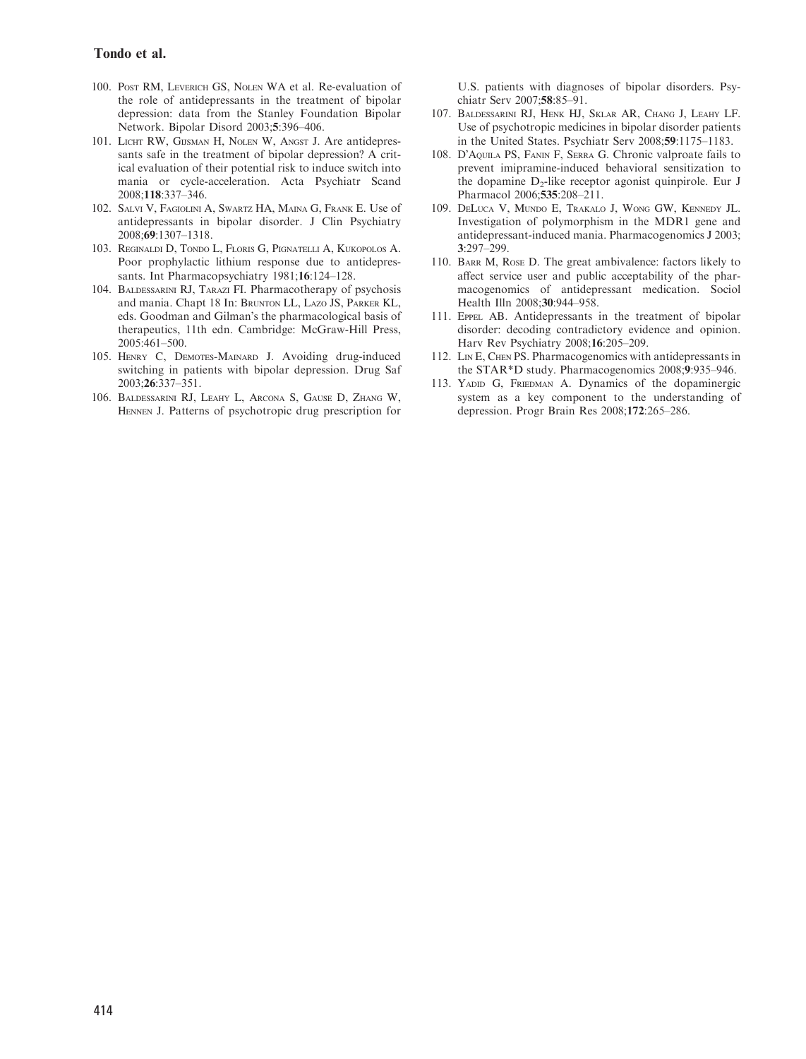100. Post RM, Leverich GS, Nolen WA et al. Re-evaluation of the role of antidepressants in the treatment of bipolar depression: data from the Stanley Foundation Bipolar Network. Bipolar Disord 2003;**5**:396–406.
101. Licht RW, Gijsman H, Nolen W, Angst J. Are antidepressants safe in the treatment of bipolar depression? A critical evaluation of their potential risk to induce switch into mania or cycle-acceleration. Acta Psychiatr Scand 2008;**118**:337–346.
102. Salvi V, Fagiolini A, Swartz HA, Maina G, Frank E. Use of antidepressants in bipolar disorder. J Clin Psychiatry 2008;**69**:1307–1318.
103. Reginaldi D, Tondo L, Floris G, Pignatelli A, Kukopolos A. Poor prophylactic lithium response due to antidepressants. Int Pharmacopsychiatry 1981;**16**:124–128.
104. Baldessarini RJ, Tarazi FI. Pharmacotherapy of psychosis and mania. Chapt 18 In: Brunton LL, Lazo JS, Parker KL, eds. Goodman and Gilman's the pharmacological basis of therapeutics, 11th edn. Cambridge: McGraw-Hill Press, 2005:461–500.
105. Henry C, Demotes-Mainard J. Avoiding drug-induced switching in patients with bipolar depression. Drug Saf 2003;**26**:337–351.
106. Baldessarini RJ, Leahy L, Arcona S, Gause D, Zhang W, Hennen J. Patterns of psychotropic drug prescription for U.S. patients with diagnoses of bipolar disorders. Psychiatr Serv 2007;**58**:85–91.
107. Baldessarini RJ, Henk HJ, Sklar AR, Chang J, Leahy LF. Use of psychotropic medicines in bipolar disorder patients in the United States. Psychiatr Serv 2008;**59**:1175–1183.
108. D'Aquila PS, Fanin F, Serra G. Chronic valproate fails to prevent imipramine-induced behavioral sensitization to the dopamine $D_2$-like receptor agonist quinpirole. Eur J Pharmacol 2006;**535**:208–211.
109. DeLuca V, Mundo E, Trakalo J, Wong GW, Kennedy JL. Investigation of polymorphism in the MDR1 gene and antidepressant-induced mania. Pharmacogenomics J 2003; **3**:297–299.
110. Barr M, Rose D. The great ambivalence: factors likely to affect service user and public acceptability of the pharmacogenomics of antidepressant medication. Sociol Health Illn 2008;**30**:944–958.
111. Eppel AB. Antidepressants in the treatment of bipolar disorder: decoding contradictory evidence and opinion. Harv Rev Psychiatry 2008;**16**:205–209.
112. Lin E, Chen PS. Pharmacogenomics with antidepressants in the STAR*D study. Pharmacogenomics 2008;**9**:935–946.
113. Yadid G, Friedman A. Dynamics of the dopaminergic system as a key component to the understanding of depression. Progr Brain Res 2008;**172**:265–286.